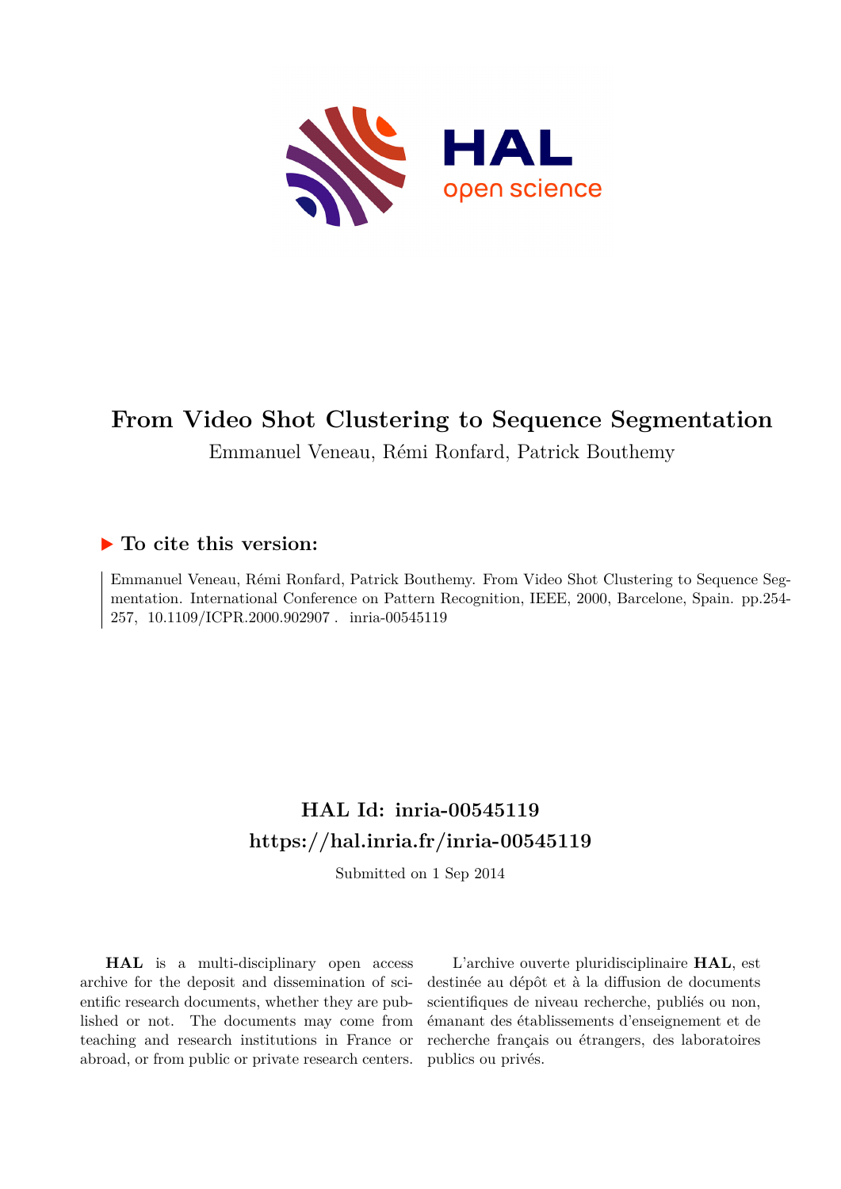# From Video Shot Clustering to Sequence Segmentation

Emmanuel Veneau, Rémi Ronfard, Patrick Bouthemy

## ▶ To cite this version:

Emmanuel Veneau, Rémi Ronfard, Patrick Bouthemy. From Video Shot Clustering to Sequence Segmentation. International Conference on Pattern Recognition, IEEE, 2000, Barcelone, Spain. pp.254-257, 10.1109/ICPR.2000.902907 . inria-00545119

## HAL Id: inria-00545119
## https://hal.inria.fr/inria-00545119

Submitted on 1 Sep 2014

**HAL** is a multi-disciplinary open access archive for the deposit and dissemination of scientific research documents, whether they are published or not. The documents may come from teaching and research institutions in France or abroad, or from public or private research centers.

L'archive ouverte pluridisciplinaire **HAL**, est destinée au dépôt et à la diffusion de documents scientifiques de niveau recherche, publiés ou non, émanant des établissements d'enseignement et de recherche français ou étrangers, des laboratoires publics ou privés.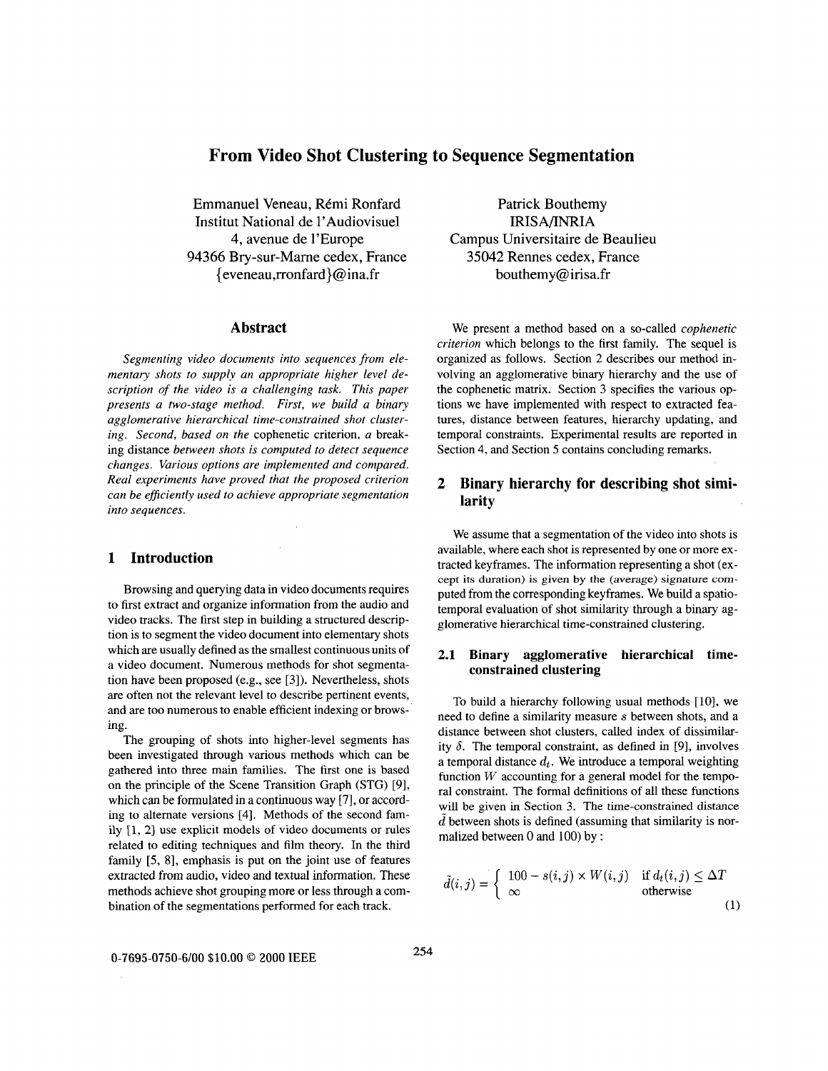# From Video Shot Clustering to Sequence Segmentation

Emmanuel Veneau, Rémi Ronfard
Institut National de l'Audiovisuel
4, avenue de l'Europe
94366 Bry-sur-Marne cedex, France
{eveneau,rronfard}@ina.fr

Patrick Bouthemy
IRISA/INRIA
Campus Universitaire de Beaulieu
35042 Rennes cedex, France
bouthemy@irisa.fr

## Abstract

*Segmenting video documents into sequences from elementary shots to supply an appropriate higher level description of the video is a challenging task. This paper presents a two-stage method. First, we build a binary agglomerative hierarchical time-constrained shot clustering. Second, based on the* cophenetic criterion, *a breaking distance between shots is computed to detect sequence changes. Various options are implemented and compared. Real experiments have proved that the proposed criterion can be efficiently used to achieve appropriate segmentation into sequences.*

## 1 Introduction

Browsing and querying data in video documents requires to first extract and organize information from the audio and video tracks. The first step in building a structured description is to segment the video document into elementary shots which are usually defined as the smallest continuous units of a video document. Numerous methods for shot segmentation have been proposed (e.g., see [3]). Nevertheless, shots are often not the relevant level to describe pertinent events, and are too numerous to enable efficient indexing or browsing.

The grouping of shots into higher-level segments has been investigated through various methods which can be gathered into three main families. The first one is based on the principle of the Scene Transition Graph (STG) [9], which can be formulated in a continuous way [7], or according to alternate versions [4]. Methods of the second family [1, 2] use explicit models of video documents or rules related to editing techniques and film theory. In the third family [5, 8], emphasis is put on the joint use of features extracted from audio, video and textual information. These methods achieve shot grouping more or less through a combination of the segmentations performed for each track.

We present a method based on a so-called *cophenetic criterion* which belongs to the first family. The sequel is organized as follows. Section 2 describes our method involving an agglomerative binary hierarchy and the use of the cophenetic matrix. Section 3 specifies the various options we have implemented with respect to extracted features, distance between features, hierarchy updating, and temporal constraints. Experimental results are reported in Section 4, and Section 5 contains concluding remarks.

## 2 Binary hierarchy for describing shot similarity

We assume that a segmentation of the video into shots is available, where each shot is represented by one or more extracted keyframes. The information representing a shot (except its duration) is given by the (average) signature computed from the corresponding keyframes. We build a spatio-temporal evaluation of shot similarity through a binary agglomerative hierarchical time-constrained clustering.

### 2.1 Binary agglomerative hierarchical time-constrained clustering

To build a hierarchy following usual methods [10], we need to define a similarity measure $s$ between shots, and a distance between shot clusters, called index of dissimilarity $\delta$. The temporal constraint, as defined in [9], involves a temporal distance $d_t$. We introduce a temporal weighting function $W$ accounting for a general model for the temporal constraint. The formal definitions of all these functions will be given in Section 3. The time-constrained distance $\tilde{d}$ between shots is defined (assuming that similarity is normalized between 0 and 100) by :

$$\tilde{d}(i,j) = \begin{cases} 100 - s(i,j) \times W(i,j) & \text{if } d_t(i,j) \leq \Delta T \\ \infty & \text{otherwise} \end{cases} \tag{1}$$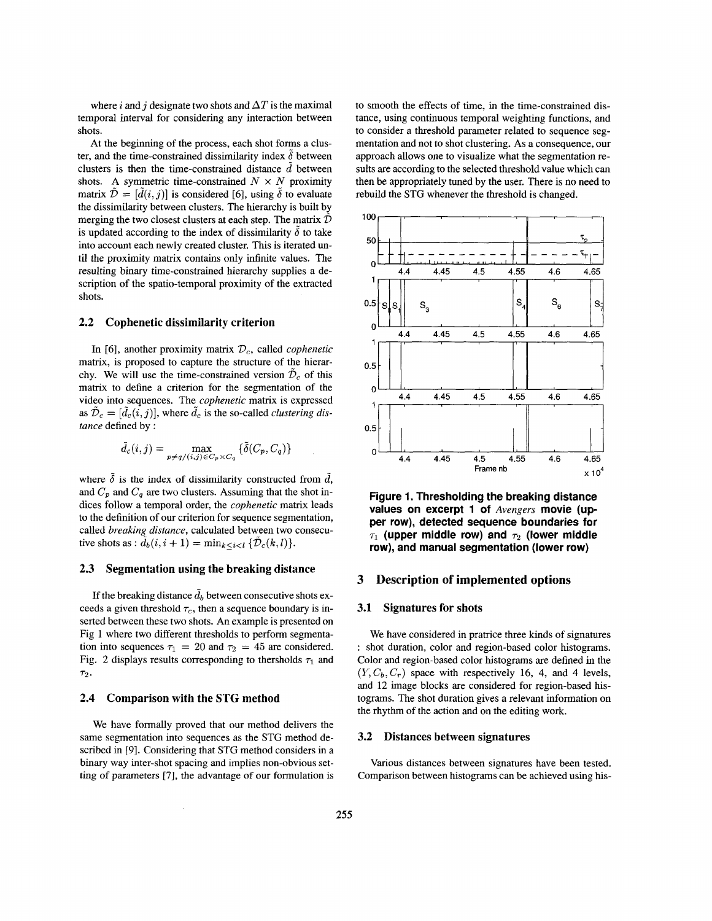where $i$ and $j$ designate two shots and $\Delta T$ is the maximal temporal interval for considering any interaction between shots.

At the beginning of the process, each shot forms a cluster, and the time-constrained dissimilarity index $\tilde{\delta}$ between clusters is then the time-constrained distance $\tilde{d}$ between shots. A symmetric time-constrained $N \times N$ proximity matrix $\tilde{\mathcal{D}} = [\tilde{d}(i,j)]$ is considered [6], using $\tilde{\delta}$ to evaluate the dissimilarity between clusters. The hierarchy is built by merging the two closest clusters at each step. The matrix $\tilde{\mathcal{D}}$ is updated according to the index of dissimilarity $\tilde{\delta}$ to take into account each newly created cluster. This is iterated until the proximity matrix contains only infinite values. The resulting binary time-constrained hierarchy supplies a description of the spatio-temporal proximity of the extracted shots.

### 2.2 Cophenetic dissimilarity criterion

In [6], another proximity matrix $\mathcal{D}_c$, called *cophenetic* matrix, is proposed to capture the structure of the hierarchy. We will use the time-constrained version $\tilde{\mathcal{D}}_c$ of this matrix to define a criterion for the segmentation of the video into sequences. The *cophenetic* matrix is expressed as $\tilde{\mathcal{D}}_c = [\tilde{d}_c(i,j)]$, where $\tilde{d}_c$ is the so-called *clustering distance* defined by :

$$\tilde{d}_c(i,j) = \max_{p \neq q/(i,j) \in C_p \times C_q} \{\tilde{\delta}(C_p, C_q)\}$$

where $\tilde{\delta}$ is the index of dissimilarity constructed from $\tilde{d}$, and $C_p$ and $C_q$ are two clusters. Assuming that the shot indices follow a temporal order, the *cophenetic* matrix leads to the definition of our criterion for sequence segmentation, called *breaking distance*, calculated between two consecutive shots as : $\tilde{d}_b(i, i+1) = \min_{k \leq i < l} \{\tilde{\mathcal{D}}_c(k,l)\}$.

### 2.3 Segmentation using the breaking distance

If the breaking distance $\tilde{d}_b$ between consecutive shots exceeds a given threshold $\tau_c$, then a sequence boundary is inserted between these two shots. An example is presented on Fig 1 where two different thresholds to perform segmentation into sequences $\tau_1 = 20$ and $\tau_2 = 45$ are considered. Fig. 2 displays results corresponding to thersholds $\tau_1$ and $\tau_2$.

### 2.4 Comparison with the STG method

We have formally proved that our method delivers the same segmentation into sequences as the STG method described in [9]. Considering that STG method considers in a binary way inter-shot spacing and implies non-obvious setting of parameters [7], the advantage of our formulation is to smooth the effects of time, in the time-constrained distance, using continuous temporal weighting functions, and to consider a threshold parameter related to sequence segmentation and not to shot clustering. As a consequence, our approach allows one to visualize what the segmentation results are according to the selected threshold value which can then be appropriately tuned by the user. There is no need to rebuild the STG whenever the threshold is changed.

**Figure 1. Thresholding the breaking distance values on excerpt 1 of *Avengers* movie (upper row), detected sequence boundaries for $\tau_1$ (upper middle row) and $\tau_2$ (lower middle row), and manual segmentation (lower row)**

## 3 Description of implemented options

### 3.1 Signatures for shots

We have considered in pratrice three kinds of signatures : shot duration, color and region-based color histograms. Color and region-based color histograms are defined in the $(Y, C_b, C_r)$ space with respectively 16, 4, and 4 levels, and 12 image blocks are considered for region-based histograms. The shot duration gives a relevant information on the rhythm of the action and on the editing work.

### 3.2 Distances between signatures

Various distances between signatures have been tested. Comparison between histograms can be achieved using his-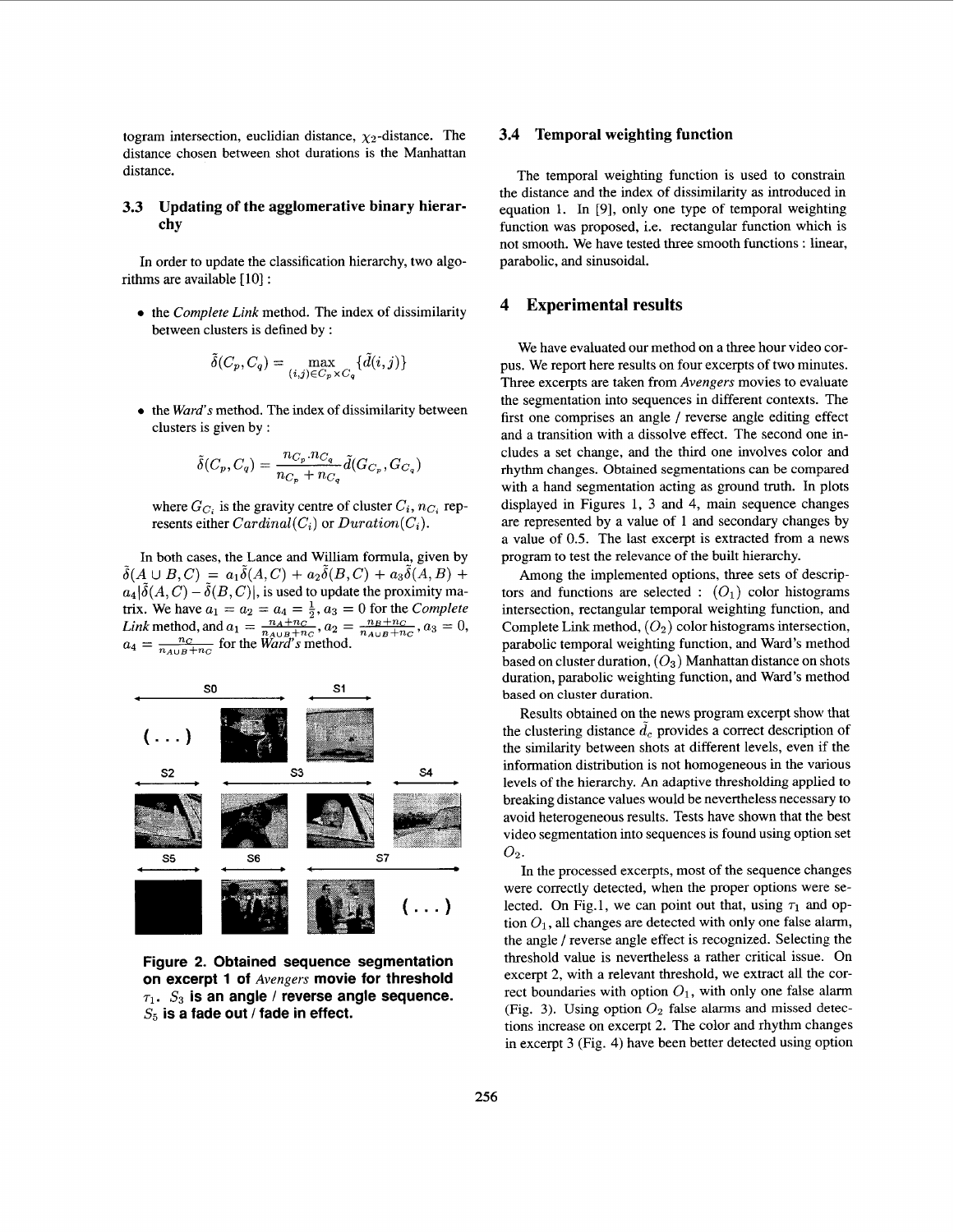togram intersection, euclidian distance, $\chi_2$-distance. The distance chosen between shot durations is the Manhattan distance.

### 3.3 Updating of the agglomerative binary hierarchy

In order to update the classification hierarchy, two algorithms are available [10] :

- the *Complete Link* method. The index of dissimilarity between clusters is defined by :

$$\tilde{\delta}(C_p, C_q) = \max_{(i,j) \in C_p \times C_q} \{\tilde{d}(i,j)\}$$

- the *Ward's* method. The index of dissimilarity between clusters is given by :

$$\tilde{\delta}(C_p, C_q) = \frac{n_{C_p} . n_{C_q}}{n_{C_p} + n_{C_q}} \tilde{d}(G_{C_p}, G_{C_q})$$

where $G_{C_i}$ is the gravity centre of cluster $C_i$, $n_{C_i}$ represents either $Cardinal(C_i)$ or $Duration(C_i)$.

In both cases, the Lance and William formula, given by $\tilde{\delta}(A \cup B, C) = a_1\tilde{\delta}(A, C) + a_2\tilde{\delta}(B, C) + a_3\tilde{\delta}(A, B) + a_4|\tilde{\delta}(A, C) - \tilde{\delta}(B, C)|$, is used to update the proximity matrix. We have $a_1 = a_2 = a_4 = \frac{1}{2}, a_3 = 0$ for the *Complete Link* method, and $a_1 = \frac{n_A + n_C}{n_{A \cup B} + n_C}$, $a_2 = \frac{n_B + n_C}{n_{A \cup B} + n_C}$, $a_3 = 0$, $a_4 = \frac{n_C}{n_{A \cup B} + n_C}$ for the *Ward's* method.

**Figure 2. Obtained sequence segmentation on excerpt 1 of *Avengers* movie for threshold $\tau_1$. $S_3$ is an angle / reverse angle sequence. $S_5$ is a fade out / fade in effect.**

### 3.4 Temporal weighting function

The temporal weighting function is used to constrain the distance and the index of dissimilarity as introduced in equation 1. In [9], only one type of temporal weighting function was proposed, i.e. rectangular function which is not smooth. We have tested three smooth functions : linear, parabolic, and sinusoidal.

## 4 Experimental results

We have evaluated our method on a three hour video corpus. We report here results on four excerpts of two minutes. Three excerpts are taken from *Avengers* movies to evaluate the segmentation into sequences in different contexts. The first one comprises an angle / reverse angle editing effect and a transition with a dissolve effect. The second one includes a set change, and the third one involves color and rhythm changes. Obtained segmentations can be compared with a hand segmentation acting as ground truth. In plots displayed in Figures 1, 3 and 4, main sequence changes are represented by a value of 1 and secondary changes by a value of 0.5. The last excerpt is extracted from a news program to test the relevance of the built hierarchy.

Among the implemented options, three sets of descriptors and functions are selected : ($O_1$) color histograms intersection, rectangular temporal weighting function, and Complete Link method, ($O_2$) color histograms intersection, parabolic temporal weighting function, and Ward's method based on cluster duration, ($O_3$) Manhattan distance on shots duration, parabolic weighting function, and Ward's method based on cluster duration.

Results obtained on the news program excerpt show that the clustering distance $\tilde{d}_c$ provides a correct description of the similarity between shots at different levels, even if the information distribution is not homogeneous in the various levels of the hierarchy. An adaptive thresholding applied to breaking distance values would be nevertheless necessary to avoid heterogeneous results. Tests have shown that the best video segmentation into sequences is found using option set $O_2$.

In the processed excerpts, most of the sequence changes were correctly detected, when the proper options were selected. On Fig.1, we can point out that, using $\tau_1$ and option $O_1$, all changes are detected with only one false alarm, the angle / reverse angle effect is recognized. Selecting the threshold value is nevertheless a rather critical issue. On excerpt 2, with a relevant threshold, we extract all the correct boundaries with option $O_1$, with only one false alarm (Fig. 3). Using option $O_2$ false alarms and missed detections increase on excerpt 2. The color and rhythm changes in excerpt 3 (Fig. 4) have been better detected using option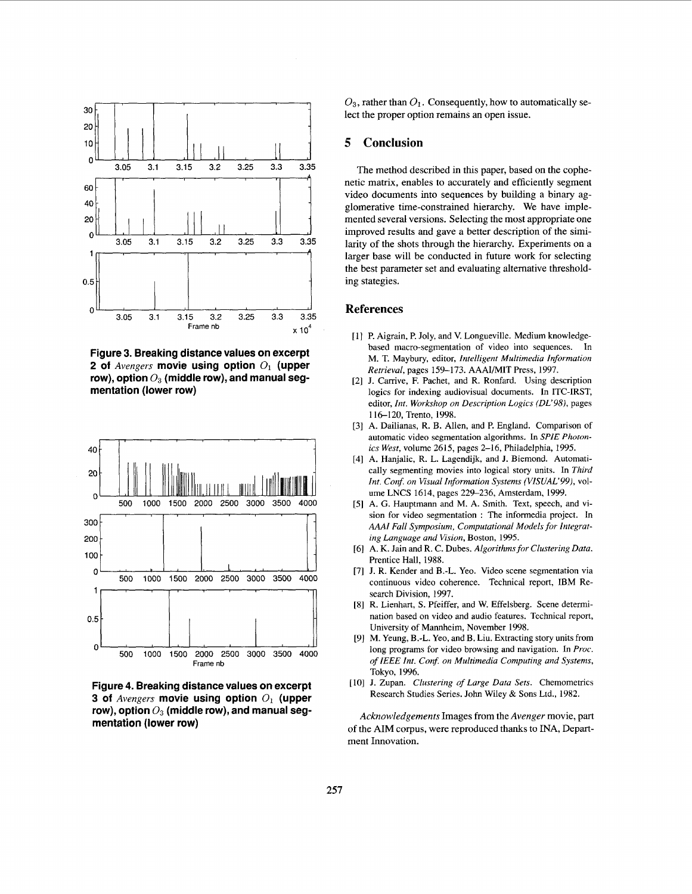30
20
10
0
3.05 3.1 3.15 3.2 3.25 3.3 3.35

60
40
20
0
3.05 3.1 3.15 3.2 3.25 3.3 3.35

1
0.5
0
3.05 3.1 3.15 3.2 3.25 3.3 3.35
Frame nb
x $10^4$

**Figure 3. Breaking distance values on excerpt 2 of *Avengers* movie using option $O_1$ (upper row), option $O_3$ (middle row), and manual segmentation (lower row)**

40
20
0
500 1000 1500 2000 2500 3000 3500 4000

300
200
100
0
500 1000 1500 2000 2500 3000 3500 4000

1
0.5
0
500 1000 1500 2000 2500 3000 3500 4000
Frame nb

**Figure 4. Breaking distance values on excerpt 3 of *Avengers* movie using option $O_1$ (upper row), option $O_3$ (middle row), and manual segmentation (lower row)**

$O_3$, rather than $O_1$. Consequently, how to automatically select the proper option remains an open issue.

## 5 Conclusion

The method described in this paper, based on the cophenetic matrix, enables to accurately and efficiently segment video documents into sequences by building a binary agglomerative time-constrained hierarchy. We have implemented several versions. Selecting the most appropriate one improved results and gave a better description of the similarity of the shots through the hierarchy. Experiments on a larger base will be conducted in future work for selecting the best parameter set and evaluating alternative thresholding stategies.

## References

[1] P. Aigrain, P. Joly, and V. Longueville. Medium knowledge-based macro-segmentation of video into sequences. In M. T. Maybury, editor, *Intelligent Multimedia Information Retrieval*, pages 159–173. AAAI/MIT Press, 1997.

[2] J. Carrive, F. Pachet, and R. Ronfard. Using description logics for indexing audiovisual documents. In ITC-IRST, editor, *Int. Workshop on Description Logics (DL'98)*, pages 116–120, Trento, 1998.

[3] A. Dailianas, R. B. Allen, and P. England. Comparison of automatic video segmentation algorithms. In *SPIE Photonics West*, volume 2615, pages 2–16, Philadelphia, 1995.

[4] A. Hanjalic, R. L. Lagendijk, and J. Biemond. Automatically segmenting movies into logical story units. In *Third Int. Conf. on Visual Information Systems (VISUAL'99)*, volume LNCS 1614, pages 229–236, Amsterdam, 1999.

[5] A. G. Hauptmann and M. A. Smith. Text, speech, and vision for video segmentation : The informedia project. In *AAAI Fall Symposium, Computational Models for Integrating Language and Vision*, Boston, 1995.

[6] A. K. Jain and R. C. Dubes. *Algorithms for Clustering Data*. Prentice Hall, 1988.

[7] J. R. Kender and B.-L. Yeo. Video scene segmentation via continuous video coherence. Technical report, IBM Research Division, 1997.

[8] R. Lienhart, S. Pfeiffer, and W. Effelsberg. Scene determination based on video and audio features. Technical report, University of Mannheim, November 1998.

[9] M. Yeung, B.-L. Yeo, and B. Liu. Extracting story units from long programs for video browsing and navigation. In *Proc. of IEEE Int. Conf. on Multimedia Computing and Systems*, Tokyo, 1996.

[10] J. Zupan. *Clustering of Large Data Sets*. Chemometrics Research Studies Series. John Wiley & Sons Ltd., 1982.

*Acknowledgements* Images from the *Avenger* movie, part of the AIM corpus, were reproduced thanks to INA, Department Innovation.